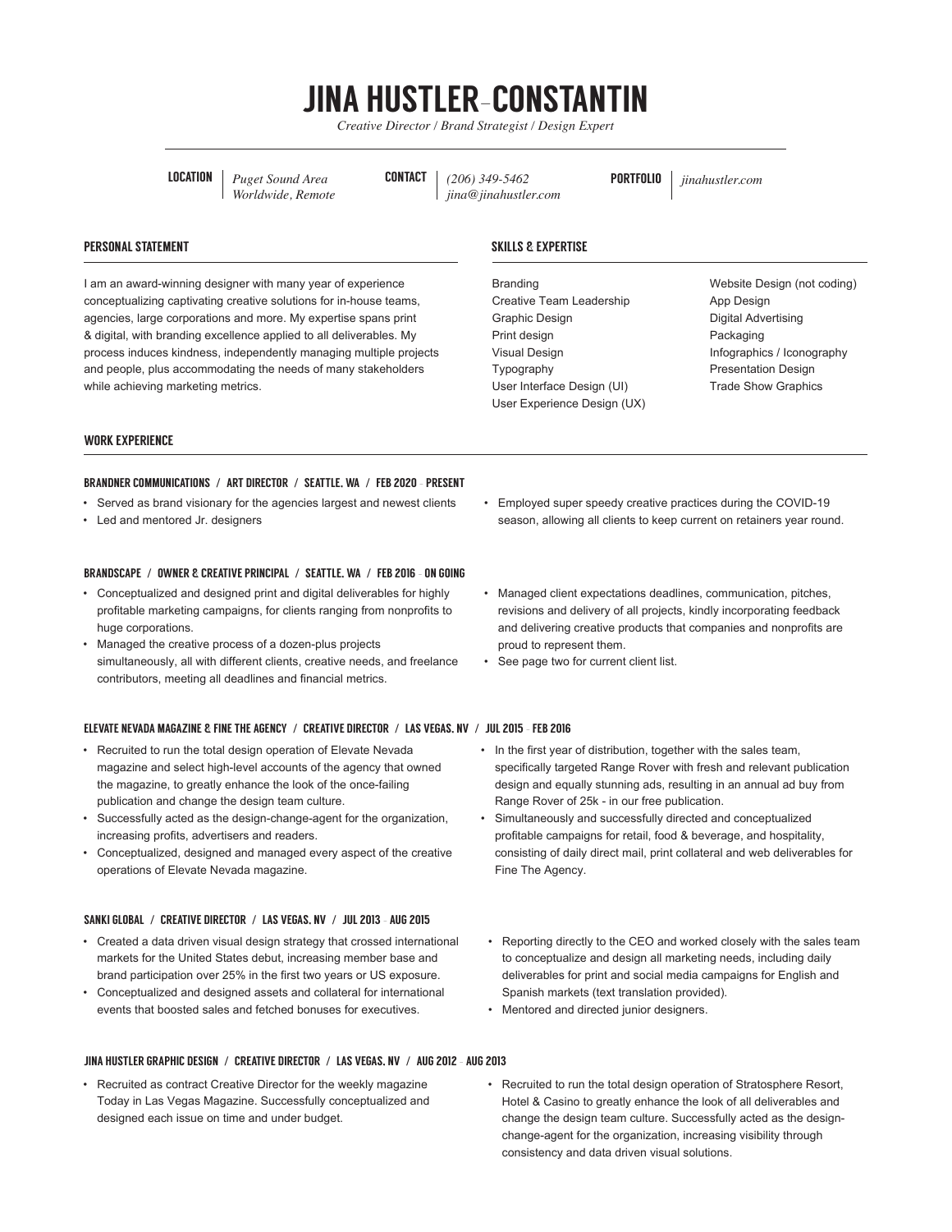# JINA HUSTLER-CONSTANTIN

*Creative Director / Brand Strategist / Design Expert*

**LOCATION** | *Puget Sound Area*
*Worldwide, Remote*

**CONTACT** | *(206) 349-5462*
*jina@jinahustler.com*

**PORTFOLIO** | *jinahustler.com*

## PERSONAL STATEMENT

I am an award-winning designer with many year of experience conceptualizing captivating creative solutions for in-house teams, agencies, large corporations and more. My expertise spans print & digital, with branding excellence applied to all deliverables. My process induces kindness, independently managing multiple projects and people, plus accommodating the needs of many stakeholders while achieving marketing metrics.

## SKILLS & EXPERTISE

- Branding
- Creative Team Leadership
- Graphic Design
- Print design
- Visual Design
- Typography
- User Interface Design (UI)
- User Experience Design (UX)
- Website Design (not coding)
- App Design
- Digital Advertising
- Packaging
- Infographics / Iconography
- Presentation Design
- Trade Show Graphics

## WORK EXPERIENCE

### BRANDNER COMMUNICATIONS / ART DIRECTOR / SEATTLE, WA / FEB 2020 - PRESENT

- Served as brand visionary for the agencies largest and newest clients
- Led and mentored Jr. designers
- Employed super speedy creative practices during the COVID-19 season, allowing all clients to keep current on retainers year round.

### BRANDSCAPE / OWNER & CREATIVE PRINCIPAL / SEATTLE, WA / FEB 2016 - ON GOING

- Conceptualized and designed print and digital deliverables for highly profitable marketing campaigns, for clients ranging from nonprofits to huge corporations.
- Managed the creative process of a dozen-plus projects simultaneously, all with different clients, creative needs, and freelance contributors, meeting all deadlines and financial metrics.
- Managed client expectations deadlines, communication, pitches, revisions and delivery of all projects, kindly incorporating feedback and delivering creative products that companies and nonprofits are proud to represent them.
- See page two for current client list.

### ELEVATE NEVADA MAGAZINE & FINE THE AGENCY / CREATIVE DIRECTOR / LAS VEGAS, NV / JUL 2015 - FEB 2016

- Recruited to run the total design operation of Elevate Nevada magazine and select high-level accounts of the agency that owned the magazine, to greatly enhance the look of the once-failing publication and change the design team culture.
- Successfully acted as the design-change-agent for the organization, increasing profits, advertisers and readers.
- Conceptualized, designed and managed every aspect of the creative operations of Elevate Nevada magazine.
- In the first year of distribution, together with the sales team, specifically targeted Range Rover with fresh and relevant publication design and equally stunning ads, resulting in an annual ad buy from Range Rover of 25k - in our free publication.
- Simultaneously and successfully directed and conceptualized profitable campaigns for retail, food & beverage, and hospitality, consisting of daily direct mail, print collateral and web deliverables for Fine The Agency.

### SANKI GLOBAL / CREATIVE DIRECTOR / LAS VEGAS, NV / JUL 2013 - AUG 2015

- Created a data driven visual design strategy that crossed international markets for the United States debut, increasing member base and brand participation over 25% in the first two years or US exposure.
- Conceptualized and designed assets and collateral for international events that boosted sales and fetched bonuses for executives.
- Reporting directly to the CEO and worked closely with the sales team to conceptualize and design all marketing needs, including daily deliverables for print and social media campaigns for English and Spanish markets (text translation provided).
- Mentored and directed junior designers.

### JINA HUSTLER GRAPHIC DESIGN / CREATIVE DIRECTOR / LAS VEGAS, NV / AUG 2012 - AUG 2013

- Recruited as contract Creative Director for the weekly magazine Today in Las Vegas Magazine. Successfully conceptualized and designed each issue on time and under budget.
- Recruited to run the total design operation of Stratosphere Resort, Hotel & Casino to greatly enhance the look of all deliverables and change the design team culture. Successfully acted as the design-change-agent for the organization, increasing visibility through consistency and data driven visual solutions.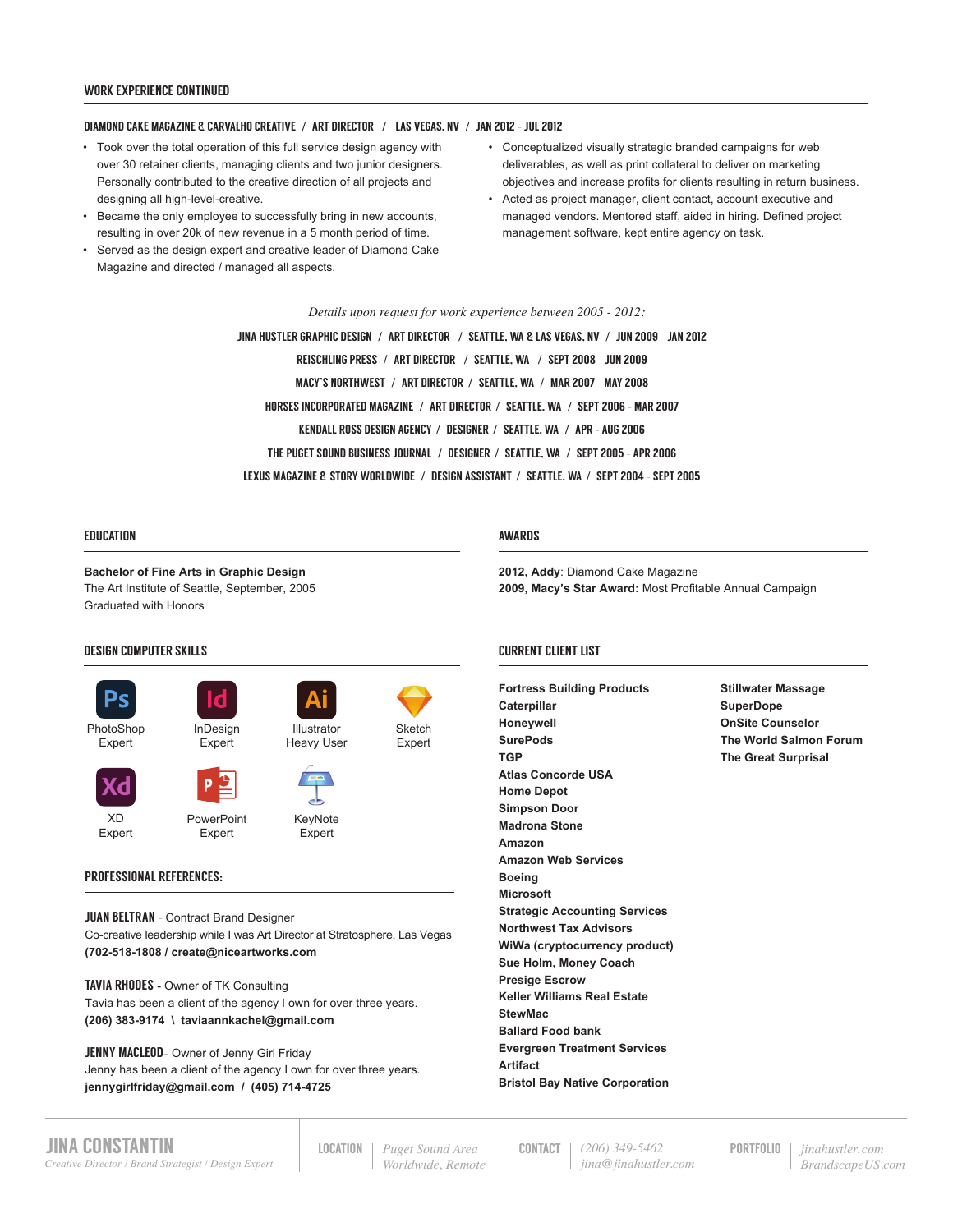## WORK EXPERIENCE CONTINUED

**DIAMOND CAKE MAGAZINE & CARVALHO CREATIVE / ART DIRECTOR / LAS VEGAS, NV / JAN 2012 - JUL 2012**

- Took over the total operation of this full service design agency with over 30 retainer clients, managing clients and two junior designers. Personally contributed to the creative direction of all projects and designing all high-level-creative.
- Became the only employee to successfully bring in new accounts, resulting in over 20k of new revenue in a 5 month period of time.
- Served as the design expert and creative leader of Diamond Cake Magazine and directed / managed all aspects.
- Conceptualized visually strategic branded campaigns for web deliverables, as well as print collateral to deliver on marketing objectives and increase profits for clients resulting in return business.
- Acted as project manager, client contact, account executive and managed vendors. Mentored staff, aided in hiring. Defined project management software, kept entire agency on task.

*Details upon request for work experience between 2005 - 2012:*

**JINA HUSTLER GRAPHIC DESIGN / ART DIRECTOR / SEATTLE, WA & LAS VEGAS, NV / JUN 2009 - JAN 2012**

**REISCHLING PRESS / ART DIRECTOR / SEATTLE, WA / SEPT 2008 - JUN 2009**

**MACY'S NORTHWEST / ART DIRECTOR / SEATTLE, WA / MAR 2007 - MAY 2008**

**HORSES INCORPORATED MAGAZINE / ART DIRECTOR / SEATTLE, WA / SEPT 2006 - MAR 2007**

**KENDALL ROSS DESIGN AGENCY / DESIGNER / SEATTLE, WA / APR - AUG 2006**

**THE PUGET SOUND BUSINESS JOURNAL / DESIGNER / SEATTLE, WA / SEPT 2005 - APR 2006**

**LEXUS MAGAZINE & STORY WORLDWIDE / DESIGN ASSISTANT / SEATTLE, WA / SEPT 2004 - SEPT 2005**

## EDUCATION

**Bachelor of Fine Arts in Graphic Design**
The Art Institute of Seattle, September, 2005
Graduated with Honors

## AWARDS

**2012, Addy**: Diamond Cake Magazine
**2009, Macy's Star Award:** Most Profitable Annual Campaign

## DESIGN COMPUTER SKILLS

- PhotoShop Expert
- InDesign Expert
- Illustrator Heavy User
- Sketch Expert
- XD Expert
- PowerPoint Expert
- KeyNote Expert

## CURRENT CLIENT LIST

**Fortress Building Products**
**Caterpillar**
**Honeywell**
**SurePods**
**TGP**
**Atlas Concorde USA**
**Home Depot**
**Simpson Door**
**Madrona Stone**
**Amazon**
**Amazon Web Services**
**Boeing**
**Microsoft**
**Strategic Accounting Services**
**Northwest Tax Advisors**
**WiWa (cryptocurrency product)**
**Sue Holm, Money Coach**
**Presige Escrow**
**Keller Williams Real Estate**
**StewMac**
**Ballard Food bank**
**Evergreen Treatment Services**
**Artifact**
**Bristol Bay Native Corporation**
**Stillwater Massage**
**SuperDope**
**OnSite Counselor**
**The World Salmon Forum**
**The Great Surprisal**

## PROFESSIONAL REFERENCES:

**JUAN BELTRAN** - Contract Brand Designer
Co-creative leadership while I was Art Director at Stratosphere, Las Vegas
**(702-518-1808 / create@niceartworks.com**

**TAVIA RHODES -** Owner of TK Consulting
Tavia has been a client of the agency I own for over three years.
**(206) 383-9174 \ taviaannkachel@gmail.com**

**JENNY MACLEOD** - Owner of Jenny Girl Friday
Jenny has been a client of the agency I own for over three years.
**jennygirlfriday@gmail.com / (405) 714-4725**

**JINA CONSTANTIN**
*Creative Director / Brand Strategist / Design Expert*

**LOCATION** | *Puget Sound Area, Worldwide, Remote*

**CONTACT** | *(206) 349-5462, jina@jinahustler.com*

**PORTFOLIO** | *jinahustler.com, BrandscapeUS.com*